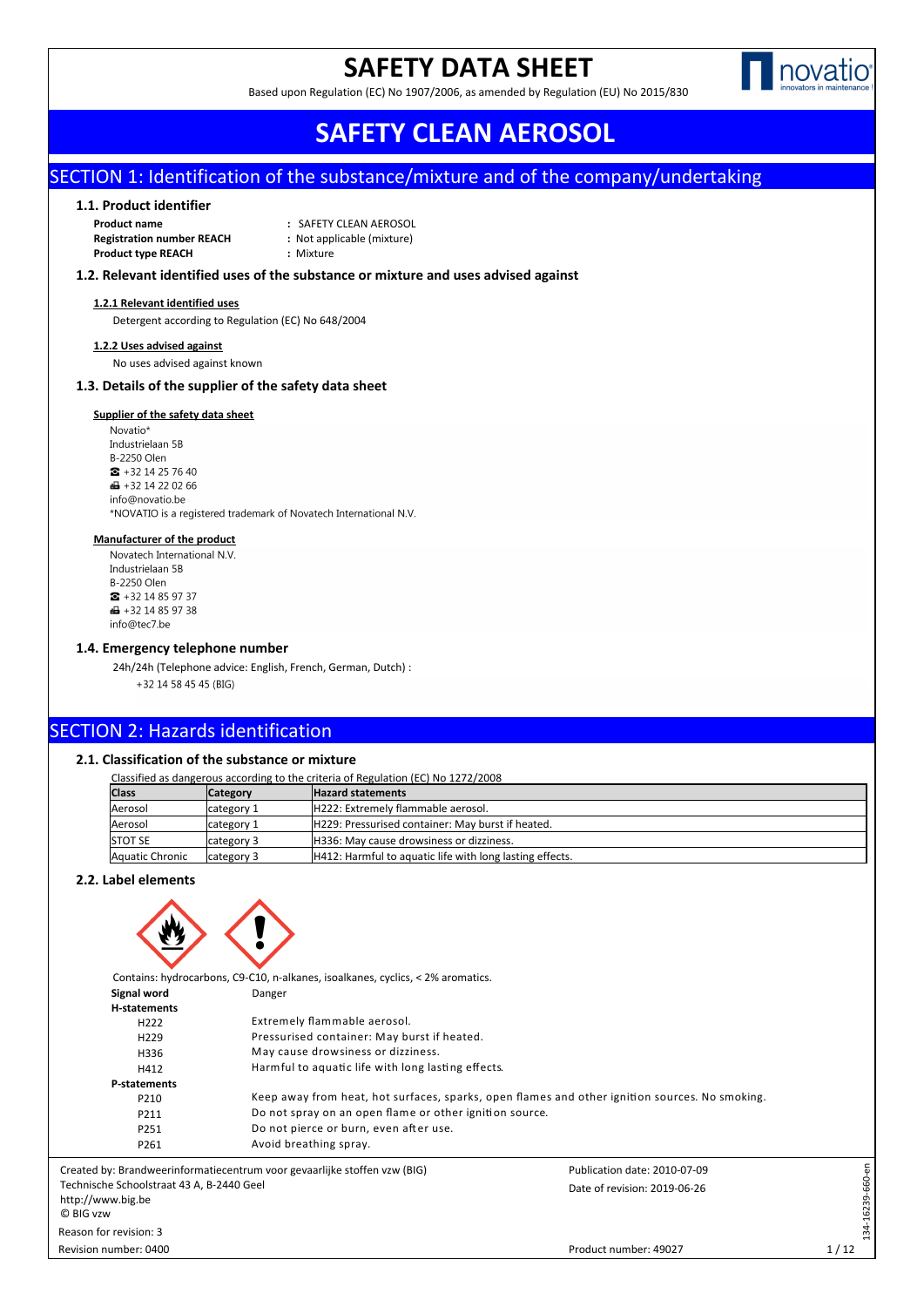# SAFETY DATA SHEET

Based upon Regulation (EC) No 1907/2006, as amended by Regulation (EU) No 2015/830

# SAFETY CLEAN AEROSOL

## SECTION 1: Identification of the substance/mixture and of the company/undertaking

### 1.1. Product identifier

**Product name** : SAFETY CLEAN AEROSOL
**Registration number REACH** : Not applicable (mixture)
**Product type REACH** : Mixture

### 1.2. Relevant identified uses of the substance or mixture and uses advised against

**1.2.1 Relevant identified uses**

Detergent according to Regulation (EC) No 648/2004

**1.2.2 Uses advised against**

No uses advised against known

### 1.3. Details of the supplier of the safety data sheet

**Supplier of the safety data sheet**

Novatio*
Industrielaan 5B
B-2250 Olen
☎ +32 14 25 76 40
🖷 +32 14 22 02 66
info@novatio.be
*NOVATIO is a registered trademark of Novatech International N.V.

**Manufacturer of the product**

Novatech International N.V.
Industrielaan 5B
B-2250 Olen
☎ +32 14 85 97 37
🖷 +32 14 85 97 38
info@tec7.be

### 1.4. Emergency telephone number

24h/24h (Telephone advice: English, French, German, Dutch) :
+32 14 58 45 45 (BIG)

## SECTION 2: Hazards identification

### 2.1. Classification of the substance or mixture

Classified as dangerous according to the criteria of Regulation (EC) No 1272/2008

| Class | Category | Hazard statements |
|---|---|---|
| Aerosol | category 1 | H222: Extremely flammable aerosol. |
| Aerosol | category 1 | H229: Pressurised container: May burst if heated. |
| STOT SE | category 3 | H336: May cause drowsiness or dizziness. |
| Aquatic Chronic | category 3 | H412: Harmful to aquatic life with long lasting effects. |

### 2.2. Label elements

Contains: hydrocarbons, C9-C10, n-alkanes, isoalkanes, cyclics, < 2% aromatics.

**Signal word** Danger

**H-statements**

| | |
|---|---|
| H222 | Extremely flammable aerosol. |
| H229 | Pressurised container: May burst if heated. |
| H336 | May cause drowsiness or dizziness. |
| H412 | Harmful to aquatic life with long lasting effects. |

**P-statements**

| | |
|---|---|
| P210 | Keep away from heat, hot surfaces, sparks, open flames and other ignition sources. No smoking. |
| P211 | Do not spray on an open flame or other ignition source. |
| P251 | Do not pierce or burn, even after use. |
| P261 | Avoid breathing spray. |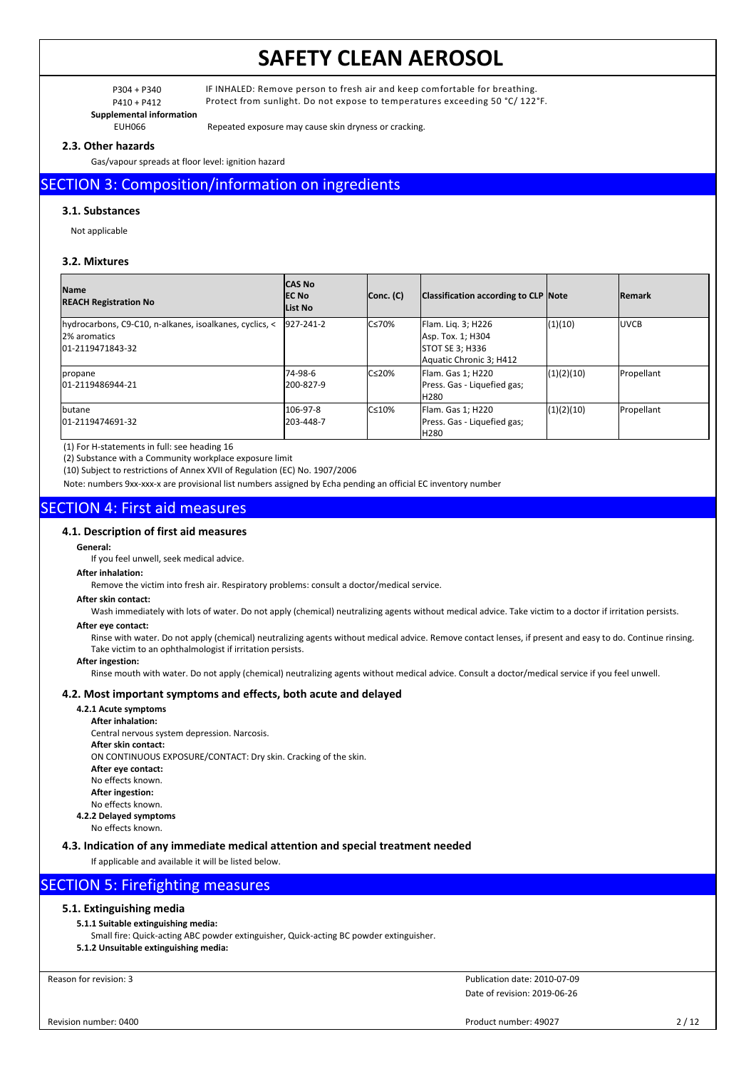| | |
|---|---|
| P304 + P340 | IF INHALED: Remove person to fresh air and keep comfortable for breathing. |
| P410 + P412 | Protect from sunlight. Do not expose to temperatures exceeding 50 °C/ 122°F. |

**Supplemental information**

| | |
|---|---|
| EUH066 | Repeated exposure may cause skin dryness or cracking. |

### 2.3. Other hazards

Gas/vapour spreads at floor level: ignition hazard

## SECTION 3: Composition/information on ingredients

### 3.1. Substances

Not applicable

### 3.2. Mixtures

| Name<br>REACH Registration No | CAS No<br>EC No<br>List No | Conc. (C) | Classification according to CLP | Note | Remark |
|---|---|---|---|---|---|
| hydrocarbons, C9-C10, n-alkanes, isoalkanes, cyclics, < 2% aromatics<br>01-2119471843-32 | 927-241-2 | C≤70% | Flam. Liq. 3; H226<br>Asp. Tox. 1; H304<br>STOT SE 3; H336<br>Aquatic Chronic 3; H412 | (1)(10) | UVCB |
| propane<br>01-2119486944-21 | 74-98-6<br>200-827-9 | C≤20% | Flam. Gas 1; H220<br>Press. Gas - Liquefied gas; H280 | (1)(2)(10) | Propellant |
| butane<br>01-2119474691-32 | 106-97-8<br>203-448-7 | C≤10% | Flam. Gas 1; H220<br>Press. Gas - Liquefied gas; H280 | (1)(2)(10) | Propellant |

(1) For H-statements in full: see heading 16

(2) Substance with a Community workplace exposure limit

(10) Subject to restrictions of Annex XVII of Regulation (EC) No. 1907/2006

Note: numbers 9xx-xxx-x are provisional list numbers assigned by Echa pending an official EC inventory number

## SECTION 4: First aid measures

### 4.1. Description of first aid measures

**General:**

If you feel unwell, seek medical advice.

**After inhalation:**

Remove the victim into fresh air. Respiratory problems: consult a doctor/medical service.

**After skin contact:**

Wash immediately with lots of water. Do not apply (chemical) neutralizing agents without medical advice. Take victim to a doctor if irritation persists.

**After eye contact:**

Rinse with water. Do not apply (chemical) neutralizing agents without medical advice. Remove contact lenses, if present and easy to do. Continue rinsing. Take victim to an ophthalmologist if irritation persists.

**After ingestion:**

Rinse mouth with water. Do not apply (chemical) neutralizing agents without medical advice. Consult a doctor/medical service if you feel unwell.

### 4.2. Most important symptoms and effects, both acute and delayed

**4.2.1 Acute symptoms**

**After inhalation:**

Central nervous system depression. Narcosis.

**After skin contact:**

ON CONTINUOUS EXPOSURE/CONTACT: Dry skin. Cracking of the skin.

**After eye contact:**

No effects known.

**After ingestion:**

No effects known.

**4.2.2 Delayed symptoms**

No effects known.

### 4.3. Indication of any immediate medical attention and special treatment needed

If applicable and available it will be listed below.

## SECTION 5: Firefighting measures

### 5.1. Extinguishing media

**5.1.1 Suitable extinguishing media:**

Small fire: Quick-acting ABC powder extinguisher, Quick-acting BC powder extinguisher.

**5.1.2 Unsuitable extinguishing media:**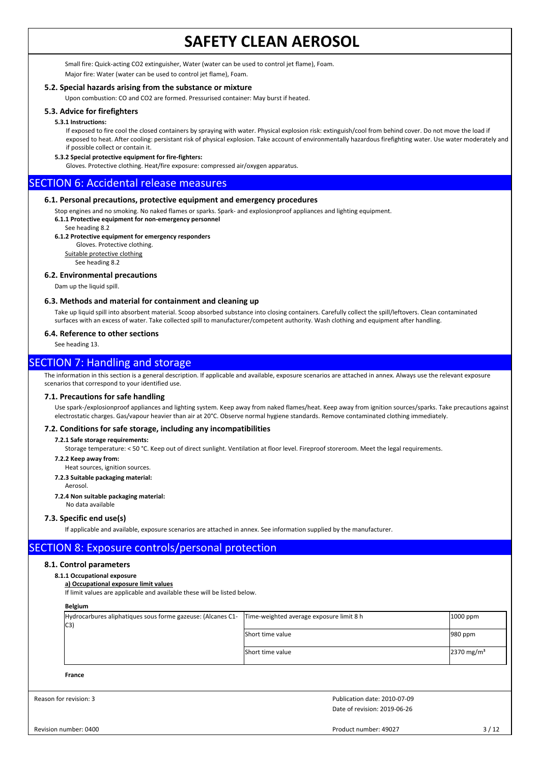Small fire: Quick-acting $CO_2$ extinguisher, Water (water can be used to control jet flame), Foam.

Major fire: Water (water can be used to control jet flame), Foam.

### 5.2. Special hazards arising from the substance or mixture

Upon combustion: CO and $CO_2$ are formed. Pressurised container: May burst if heated.

### 5.3. Advice for firefighters

#### 5.3.1 Instructions:

If exposed to fire cool the closed containers by spraying with water. Physical explosion risk: extinguish/cool from behind cover. Do not move the load if exposed to heat. After cooling: persistant risk of physical explosion. Take account of environmentally hazardous firefighting water. Use water moderately and if possible collect or contain it.

#### 5.3.2 Special protective equipment for fire-fighters:

Gloves. Protective clothing. Heat/fire exposure: compressed air/oxygen apparatus.

## SECTION 6: Accidental release measures

### 6.1. Personal precautions, protective equipment and emergency procedures

Stop engines and no smoking. No naked flames or sparks. Spark- and explosionproof appliances and lighting equipment.

#### 6.1.1 Protective equipment for non-emergency personnel

See heading 8.2

#### 6.1.2 Protective equipment for emergency responders

Gloves. Protective clothing.

Suitable protective clothing

See heading 8.2

### 6.2. Environmental precautions

Dam up the liquid spill.

### 6.3. Methods and material for containment and cleaning up

Take up liquid spill into absorbent material. Scoop absorbed substance into closing containers. Carefully collect the spill/leftovers. Clean contaminated surfaces with an excess of water. Take collected spill to manufacturer/competent authority. Wash clothing and equipment after handling.

### 6.4. Reference to other sections

See heading 13.

## SECTION 7: Handling and storage

The information in this section is a general description. If applicable and available, exposure scenarios are attached in annex. Always use the relevant exposure scenarios that correspond to your identified use.

### 7.1. Precautions for safe handling

Use spark-/explosionproof appliances and lighting system. Keep away from naked flames/heat. Keep away from ignition sources/sparks. Take precautions against electrostatic charges. Gas/vapour heavier than air at 20°C. Observe normal hygiene standards. Remove contaminated clothing immediately.

### 7.2. Conditions for safe storage, including any incompatibilities

#### 7.2.1 Safe storage requirements:

Storage temperature: < 50 °C. Keep out of direct sunlight. Ventilation at floor level. Fireproof storeroom. Meet the legal requirements.

#### 7.2.2 Keep away from:

Heat sources, ignition sources.

#### 7.2.3 Suitable packaging material:

Aerosol.

#### 7.2.4 Non suitable packaging material:

No data available

### 7.3. Specific end use(s)

If applicable and available, exposure scenarios are attached in annex. See information supplied by the manufacturer.

## SECTION 8: Exposure controls/personal protection

### 8.1. Control parameters

#### 8.1.1 Occupational exposure

**a) Occupational exposure limit values**

If limit values are applicable and available these will be listed below.

**Belgium**

| Hydrocarbures aliphatiques sous forme gazeuse: (Alcanes C1-C3) | Time-weighted average exposure limit 8 h | 1000 ppm |
|---|---|---|
| | Short time value | 980 ppm |
| | Short time value | 2370 mg/m³ |

**France**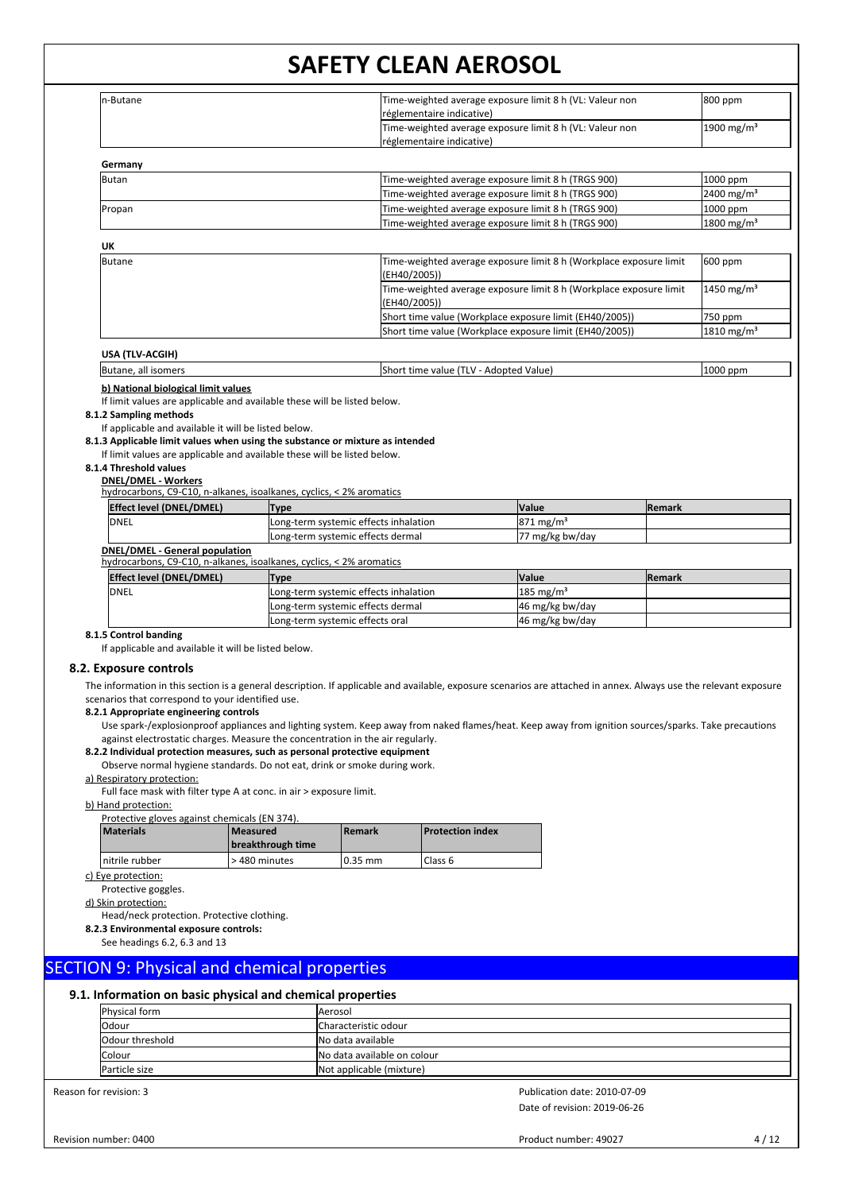| | | |
|---|---|---|
| n-Butane | Time-weighted average exposure limit 8 h (VL: Valeur non réglementaire indicative) | 800 ppm |
| | Time-weighted average exposure limit 8 h (VL: Valeur non réglementaire indicative) | 1900 mg/m³ |

**Germany**

| | | |
|---|---|---|
| Butan | Time-weighted average exposure limit 8 h (TRGS 900) | 1000 ppm |
| | Time-weighted average exposure limit 8 h (TRGS 900) | 2400 mg/m³ |
| Propan | Time-weighted average exposure limit 8 h (TRGS 900) | 1000 ppm |
| | Time-weighted average exposure limit 8 h (TRGS 900) | 1800 mg/m³ |

**UK**

| | | |
|---|---|---|
| Butane | Time-weighted average exposure limit 8 h (Workplace exposure limit (EH40/2005)) | 600 ppm |
| | Time-weighted average exposure limit 8 h (Workplace exposure limit (EH40/2005)) | 1450 mg/m³ |
| | Short time value (Workplace exposure limit (EH40/2005)) | 750 ppm |
| | Short time value (Workplace exposure limit (EH40/2005)) | 1810 mg/m³ |

**USA (TLV-ACGIH)**

| | | |
|---|---|---|
| Butane, all isomers | Short time value (TLV - Adopted Value) | 1000 ppm |

**b) National biological limit values**

If limit values are applicable and available these will be listed below.

**8.1.2 Sampling methods**

If applicable and available it will be listed below.

**8.1.3 Applicable limit values when using the substance or mixture as intended**

If limit values are applicable and available these will be listed below.

**8.1.4 Threshold values**

**DNEL/DMEL - Workers**

hydrocarbons, C9-C10, n-alkanes, isoalkanes, cyclics, < 2% aromatics

| Effect level (DNEL/DMEL) | Type | Value | Remark |
|---|---|---|---|
| DNEL | Long-term systemic effects inhalation | 871 mg/m³ | |
| | Long-term systemic effects dermal | 77 mg/kg bw/day | |

**DNEL/DMEL - General population**

hydrocarbons, C9-C10, n-alkanes, isoalkanes, cyclics, < 2% aromatics

| Effect level (DNEL/DMEL) | Type | Value | Remark |
|---|---|---|---|
| DNEL | Long-term systemic effects inhalation | 185 mg/m³ | |
| | Long-term systemic effects dermal | 46 mg/kg bw/day | |
| | Long-term systemic effects oral | 46 mg/kg bw/day | |

**8.1.5 Control banding**

If applicable and available it will be listed below.

## 8.2. Exposure controls

The information in this section is a general description. If applicable and available, exposure scenarios are attached in annex. Always use the relevant exposure scenarios that correspond to your identified use.

**8.2.1 Appropriate engineering controls**

Use spark-/explosionproof appliances and lighting system. Keep away from naked flames/heat. Keep away from ignition sources/sparks. Take precautions against electrostatic charges. Measure the concentration in the air regularly.

**8.2.2 Individual protection measures, such as personal protective equipment**

Observe normal hygiene standards. Do not eat, drink or smoke during work.

a) Respiratory protection:

Full face mask with filter type A at conc. in air > exposure limit.

b) Hand protection:

Protective gloves against chemicals (EN 374).

| Materials | Measured breakthrough time | Remark | Protection index |
|---|---|---|---|
| nitrile rubber | > 480 minutes | 0.35 mm | Class 6 |

c) Eye protection:

Protective goggles.

d) Skin protection:

Head/neck protection. Protective clothing.

**8.2.3 Environmental exposure controls:**

See headings 6.2, 6.3 and 13

# SECTION 9: Physical and chemical properties

## 9.1. Information on basic physical and chemical properties

| | |
|---|---|
| Physical form | Aerosol |
| Odour | Characteristic odour |
| Odour threshold | No data available |
| Colour | No data available on colour |
| Particle size | Not applicable (mixture) |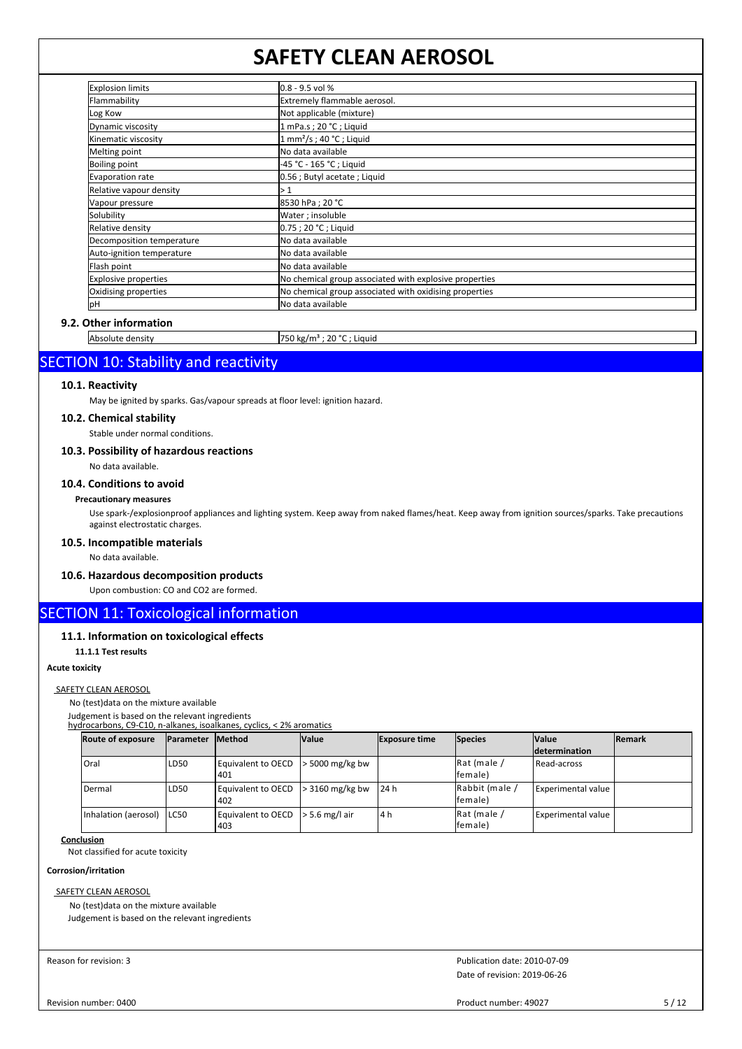| Explosion limits | 0.8 - 9.5 vol % |
|---|---|
| Flammability | Extremely flammable aerosol. |
| Log Kow | Not applicable (mixture) |
| Dynamic viscosity | 1 mPa.s ; 20 °C ; Liquid |
| Kinematic viscosity | 1 $mm^2/s$ ; 40 °C ; Liquid |
| Melting point | No data available |
| Boiling point | -45 °C - 165 °C ; Liquid |
| Evaporation rate | 0.56 ; Butyl acetate ; Liquid |
| Relative vapour density | > 1 |
| Vapour pressure | 8530 hPa ; 20 °C |
| Solubility | Water ; insoluble |
| Relative density | 0.75 ; 20 °C ; Liquid |
| Decomposition temperature | No data available |
| Auto-ignition temperature | No data available |
| Flash point | No data available |
| Explosive properties | No chemical group associated with explosive properties |
| Oxidising properties | No chemical group associated with oxidising properties |
| pH | No data available |

### 9.2. Other information

| Absolute density | 750 $kg/m^3$ ; 20 °C ; Liquid |
|---|---|

## SECTION 10: Stability and reactivity

### 10.1. Reactivity

May be ignited by sparks. Gas/vapour spreads at floor level: ignition hazard.

### 10.2. Chemical stability

Stable under normal conditions.

### 10.3. Possibility of hazardous reactions

No data available.

### 10.4. Conditions to avoid

**Precautionary measures**

Use spark-/explosionproof appliances and lighting system. Keep away from naked flames/heat. Keep away from ignition sources/sparks. Take precautions against electrostatic charges.

### 10.5. Incompatible materials

No data available.

### 10.6. Hazardous decomposition products

Upon combustion: CO and $CO_2$ are formed.

## SECTION 11: Toxicological information

### 11.1. Information on toxicological effects

**11.1.1 Test results**

**Acute toxicity**

SAFETY CLEAN AEROSOL

No (test)data on the mixture available

Judgement is based on the relevant ingredients

hydrocarbons, C9-C10, n-alkanes, isoalkanes, cyclics, < 2% aromatics

| Route of exposure | Parameter | Method | Value | Exposure time | Species | Value determination | Remark |
|---|---|---|---|---|---|---|---|
| Oral | LD50 | Equivalent to OECD 401 | > 5000 mg/kg bw | | Rat (male / female) | Read-across | |
| Dermal | LD50 | Equivalent to OECD 402 | > 3160 mg/kg bw | 24 h | Rabbit (male / female) | Experimental value | |
| Inhalation (aerosol) | LC50 | Equivalent to OECD 403 | > 5.6 mg/l air | 4 h | Rat (male / female) | Experimental value | |

**Conclusion**

Not classified for acute toxicity

**Corrosion/irritation**

SAFETY CLEAN AEROSOL

No (test)data on the mixture available

Judgement is based on the relevant ingredients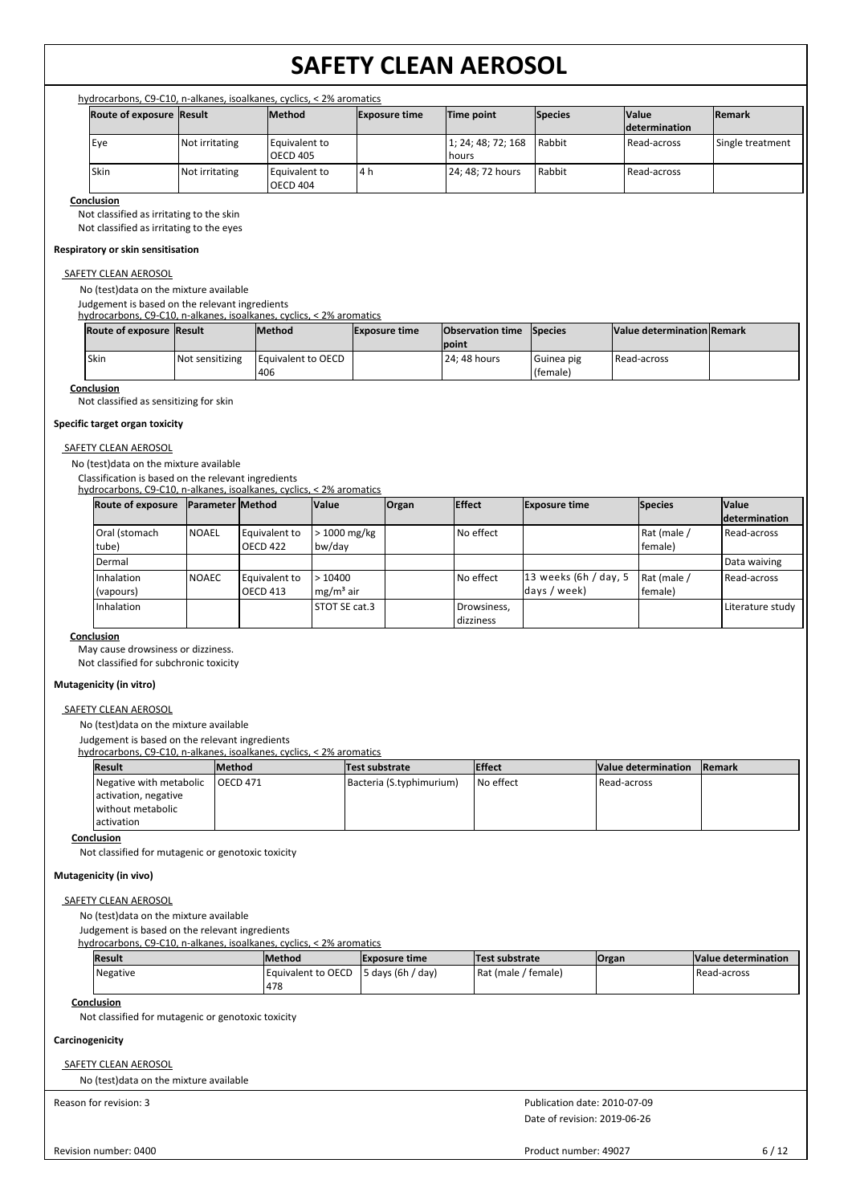hydrocarbons, C9-C10, n-alkanes, isoalkanes, cyclics, < 2% aromatics

| Route of exposure | Result | Method | Exposure time | Time point | Species | Value determination | Remark |
|---|---|---|---|---|---|---|---|
| Eye | Not irritating | Equivalent to OECD 405 | | 1; 24; 48; 72; 168 hours | Rabbit | Read-across | Single treatment |
| Skin | Not irritating | Equivalent to OECD 404 | 4 h | 24; 48; 72 hours | Rabbit | Read-across | |

**Conclusion**

Not classified as irritating to the skin

Not classified as irritating to the eyes

**Respiratory or skin sensitisation**

SAFETY CLEAN AEROSOL

No (test)data on the mixture available

Judgement is based on the relevant ingredients

hydrocarbons, C9-C10, n-alkanes, isoalkanes, cyclics, < 2% aromatics

| Route of exposure | Result | Method | Exposure time | Observation time point | Species | Value determination | Remark |
|---|---|---|---|---|---|---|---|
| Skin | Not sensitizing | Equivalent to OECD 406 | | 24; 48 hours | Guinea pig (female) | Read-across | |

**Conclusion**

Not classified as sensitizing for skin

**Specific target organ toxicity**

SAFETY CLEAN AEROSOL

No (test)data on the mixture available

Classification is based on the relevant ingredients

hydrocarbons, C9-C10, n-alkanes, isoalkanes, cyclics, < 2% aromatics

| Route of exposure | Parameter | Method | Value | Organ | Effect | Exposure time | Species | Value determination |
|---|---|---|---|---|---|---|---|---|
| Oral (stomach tube) | NOAEL | Equivalent to OECD 422 | > 1000 mg/kg bw/day | | No effect | | Rat (male / female) | Read-across |
| Dermal | | | | | | | | Data waiving |
| Inhalation (vapours) | NOAEC | Equivalent to OECD 413 | > 10400 mg/m³ air | | No effect | 13 weeks (6h / day, 5 days / week) | Rat (male / female) | Read-across |
| Inhalation | | | STOT SE cat.3 | | Drowsiness, dizziness | | | Literature study |

**Conclusion**

May cause drowsiness or dizziness.

Not classified for subchronic toxicity

**Mutagenicity (in vitro)**

SAFETY CLEAN AEROSOL

No (test)data on the mixture available

Judgement is based on the relevant ingredients

hydrocarbons, C9-C10, n-alkanes, isoalkanes, cyclics, < 2% aromatics

| Result | Method | Test substrate | Effect | Value determination | Remark |
|---|---|---|---|---|---|
| Negative with metabolic activation, negative without metabolic activation | OECD 471 | Bacteria (S.typhimurium) | No effect | Read-across | |

**Conclusion**

Not classified for mutagenic or genotoxic toxicity

**Mutagenicity (in vivo)**

SAFETY CLEAN AEROSOL

No (test)data on the mixture available

Judgement is based on the relevant ingredients

hydrocarbons, C9-C10, n-alkanes, isoalkanes, cyclics, < 2% aromatics

| Result | Method | Exposure time | Test substrate | Organ | Value determination |
|---|---|---|---|---|---|
| Negative | Equivalent to OECD 478 | 5 days (6h / day) | Rat (male / female) | | Read-across |

**Conclusion**

Not classified for mutagenic or genotoxic toxicity

**Carcinogenicity**

SAFETY CLEAN AEROSOL

No (test)data on the mixture available

Reason for revision: 3

Publication date: 2010-07-09

Date of revision: 2019-06-26

Revision number: 0400

Product number: 49027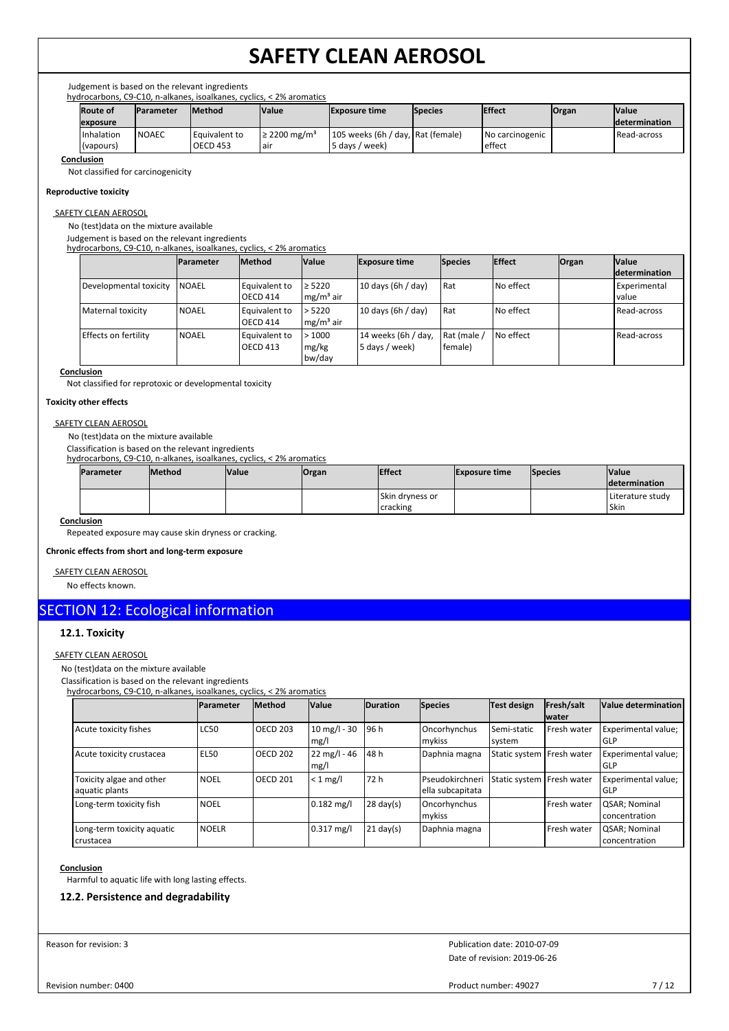Judgement is based on the relevant ingredients

hydrocarbons, C9-C10, n-alkanes, isoalkanes, cyclics, < 2% aromatics

| Route of exposure | Parameter | Method | Value | Exposure time | Species | Effect | Organ | Value determination |
|---|---|---|---|---|---|---|---|---|
| Inhalation (vapours) | NOAEC | Equivalent to OECD 453 | ≥ 2200 mg/m³ air | 105 weeks (6h / day, 5 days / week) | Rat (female) | No carcinogenic effect | | Read-across |

**Conclusion**

Not classified for carcinogenicity

**Reproductive toxicity**

SAFETY CLEAN AEROSOL

No (test)data on the mixture available

Judgement is based on the relevant ingredients

hydrocarbons, C9-C10, n-alkanes, isoalkanes, cyclics, < 2% aromatics

| | Parameter | Method | Value | Exposure time | Species | Effect | Organ | Value determination |
|---|---|---|---|---|---|---|---|---|
| Developmental toxicity | NOAEL | Equivalent to OECD 414 | ≥ 5220 mg/m³ air | 10 days (6h / day) | Rat | No effect | | Experimental value |
| Maternal toxicity | NOAEL | Equivalent to OECD 414 | > 5220 mg/m³ air | 10 days (6h / day) | Rat | No effect | | Read-across |
| Effects on fertility | NOAEL | Equivalent to OECD 413 | > 1000 mg/kg bw/day | 14 weeks (6h / day, 5 days / week) | Rat (male / female) | No effect | | Read-across |

**Conclusion**

Not classified for reprotoxic or developmental toxicity

**Toxicity other effects**

SAFETY CLEAN AEROSOL

No (test)data on the mixture available

Classification is based on the relevant ingredients

hydrocarbons, C9-C10, n-alkanes, isoalkanes, cyclics, < 2% aromatics

| Parameter | Method | Value | Organ | Effect | Exposure time | Species | Value determination |
|---|---|---|---|---|---|---|---|
| | | | | Skin dryness or cracking | | | Literature study Skin |

**Conclusion**

Repeated exposure may cause skin dryness or cracking.

**Chronic effects from short and long-term exposure**

SAFETY CLEAN AEROSOL

No effects known.

## SECTION 12: Ecological information

### 12.1. Toxicity

SAFETY CLEAN AEROSOL

No (test)data on the mixture available

Classification is based on the relevant ingredients

hydrocarbons, C9-C10, n-alkanes, isoalkanes, cyclics, < 2% aromatics

| | Parameter | Method | Value | Duration | Species | Test design | Fresh/salt water | Value determination |
|---|---|---|---|---|---|---|---|---|
| Acute toxicity fishes | LC50 | OECD 203 | 10 mg/l - 30 mg/l | 96 h | Oncorhynchus mykiss | Semi-static system | Fresh water | Experimental value; GLP |
| Acute toxicity crustacea | EL50 | OECD 202 | 22 mg/l - 46 mg/l | 48 h | Daphnia magna | Static system | Fresh water | Experimental value; GLP |
| Toxicity algae and other aquatic plants | NOEL | OECD 201 | < 1 mg/l | 72 h | Pseudokirchneriella subcapitata | Static system | Fresh water | Experimental value; GLP |
| Long-term toxicity fish | NOEL | | 0.182 mg/l | 28 day(s) | Oncorhynchus mykiss | | Fresh water | QSAR; Nominal concentration |
| Long-term toxicity aquatic crustacea | NOELR | | 0.317 mg/l | 21 day(s) | Daphnia magna | | Fresh water | QSAR; Nominal concentration |

**Conclusion**

Harmful to aquatic life with long lasting effects.

### 12.2. Persistence and degradability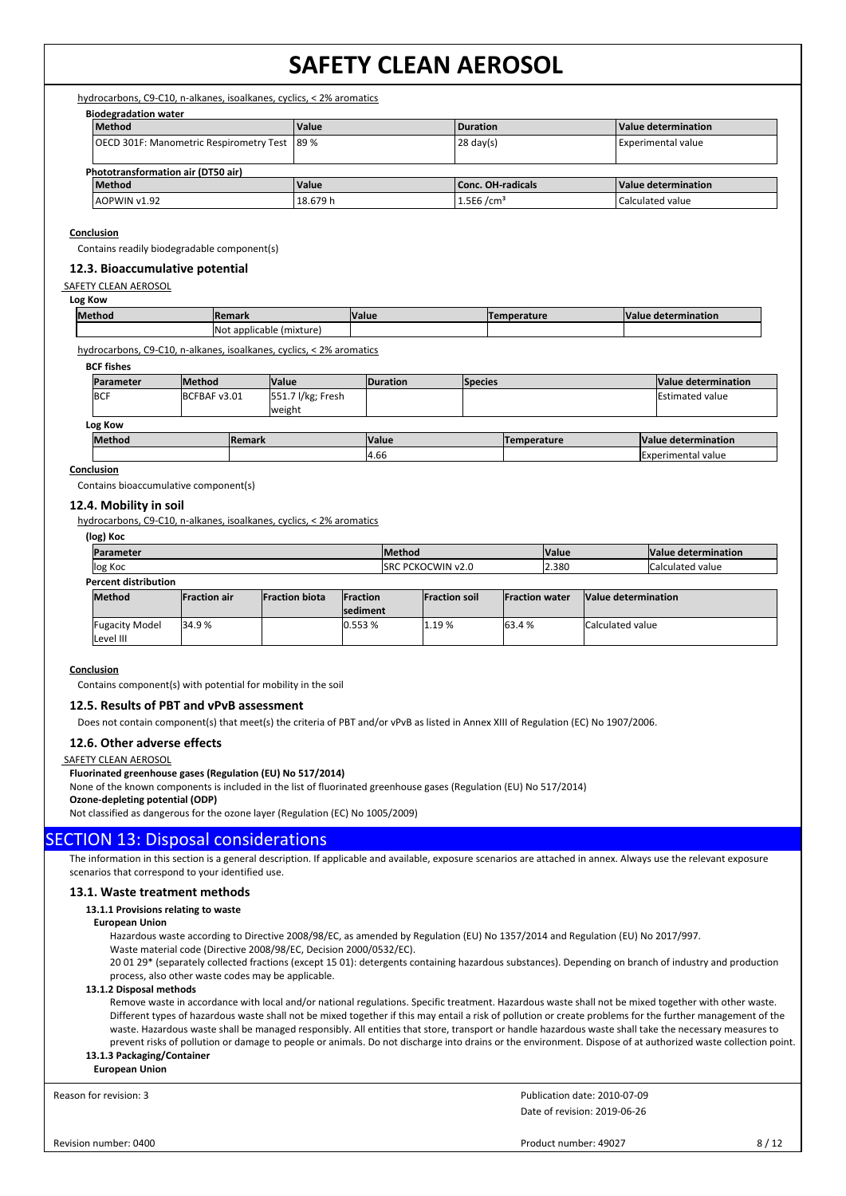hydrocarbons, C9-C10, n-alkanes, isoalkanes, cyclics, < 2% aromatics

**Biodegradation water**

| Method | Value | Duration | Value determination |
|---|---|---|---|
| OECD 301F: Manometric Respirometry Test | 89 % | 28 day(s) | Experimental value |

**Phototransformation air (DT50 air)**

| Method | Value | Conc. OH-radicals | Value determination |
|---|---|---|---|
| AOPWIN v1.92 | 18.679 h | 1.5E6 /cm³ | Calculated value |

**Conclusion**

Contains readily biodegradable component(s)

### 12.3. Bioaccumulative potential

SAFETY CLEAN AEROSOL

**Log Kow**

| Method | Remark | Value | Temperature | Value determination |
|---|---|---|---|---|
| | Not applicable (mixture) | | | |

hydrocarbons, C9-C10, n-alkanes, isoalkanes, cyclics, < 2% aromatics

**BCF fishes**

| Parameter | Method | Value | Duration | Species | Value determination |
|---|---|---|---|---|---|
| BCF | BCFBAF v3.01 | 551.7 l/kg; Fresh weight | | | Estimated value |

**Log Kow**

| Method | Remark | Value | Temperature | Value determination |
|---|---|---|---|---|
| | | 4.66 | | Experimental value |

**Conclusion**

Contains bioaccumulative component(s)

### 12.4. Mobility in soil

hydrocarbons, C9-C10, n-alkanes, isoalkanes, cyclics, < 2% aromatics

**(log) Koc**

| Parameter | Method | Value | Value determination |
|---|---|---|---|
| log Koc | SRC PCKOCWIN v2.0 | 2.380 | Calculated value |

**Percent distribution**

| Method | Fraction air | Fraction biota | Fraction sediment | Fraction soil | Fraction water | Value determination |
|---|---|---|---|---|---|---|
| Fugacity Model Level III | 34.9 % | | 0.553 % | 1.19 % | 63.4 % | Calculated value |

**Conclusion**

Contains component(s) with potential for mobility in the soil

### 12.5. Results of PBT and vPvB assessment

Does not contain component(s) that meet(s) the criteria of PBT and/or vPvB as listed in Annex XIII of Regulation (EC) No 1907/2006.

### 12.6. Other adverse effects

SAFETY CLEAN AEROSOL

**Fluorinated greenhouse gases (Regulation (EU) No 517/2014)**

None of the known components is included in the list of fluorinated greenhouse gases (Regulation (EU) No 517/2014)

**Ozone-depleting potential (ODP)**

Not classified as dangerous for the ozone layer (Regulation (EC) No 1005/2009)

## SECTION 13: Disposal considerations

The information in this section is a general description. If applicable and available, exposure scenarios are attached in annex. Always use the relevant exposure scenarios that correspond to your identified use.

### 13.1. Waste treatment methods

**13.1.1 Provisions relating to waste**

**European Union**

Hazardous waste according to Directive 2008/98/EC, as amended by Regulation (EU) No 1357/2014 and Regulation (EU) No 2017/997.

Waste material code (Directive 2008/98/EC, Decision 2000/0532/EC).

20 01 29* (separately collected fractions (except 15 01): detergents containing hazardous substances). Depending on branch of industry and production process, also other waste codes may be applicable.

**13.1.2 Disposal methods**

Remove waste in accordance with local and/or national regulations. Specific treatment. Hazardous waste shall not be mixed together with other waste. Different types of hazardous waste shall not be mixed together if this may entail a risk of pollution or create problems for the further management of the waste. Hazardous waste shall be managed responsibly. All entities that store, transport or handle hazardous waste shall take the necessary measures to prevent risks of pollution or damage to people or animals. Do not discharge into drains or the environment. Dispose of at authorized waste collection point.

**13.1.3 Packaging/Container**

**European Union**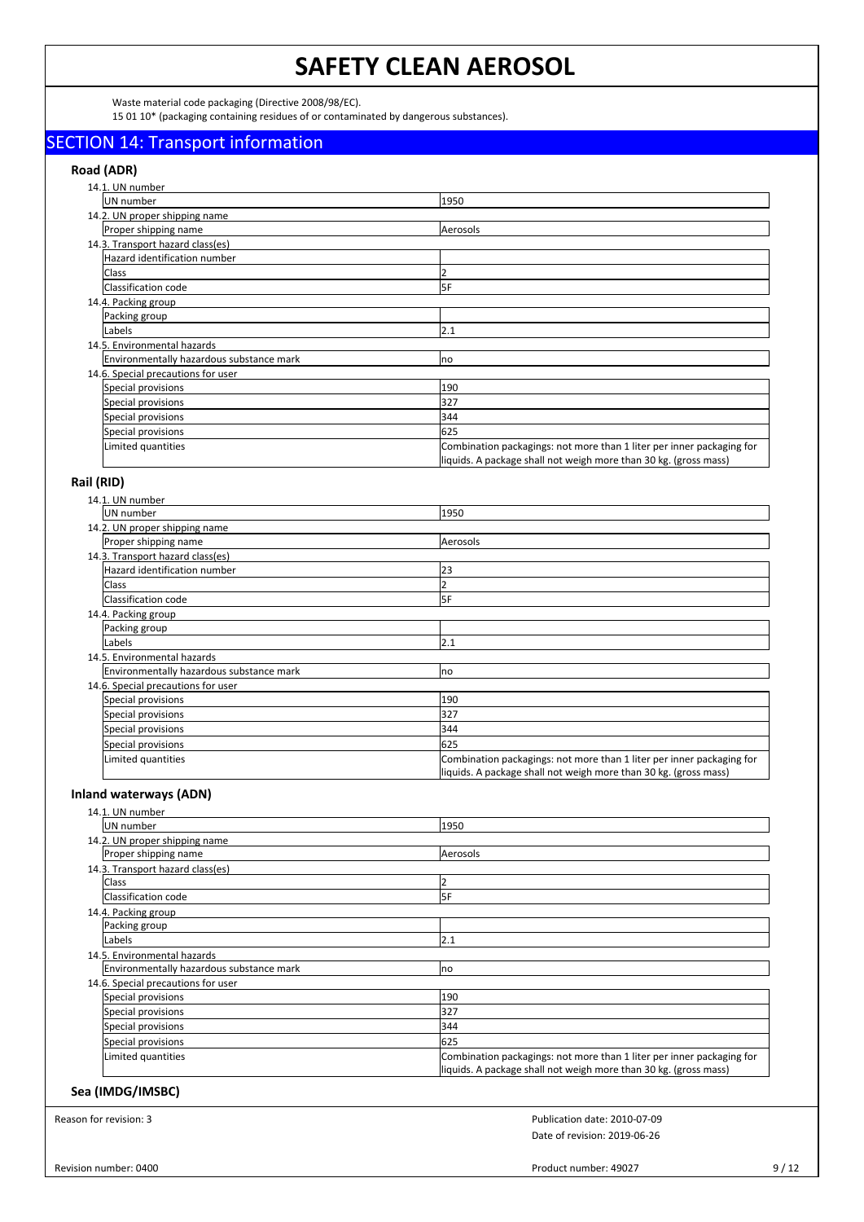Waste material code packaging (Directive 2008/98/EC).

15 01 10* (packaging containing residues of or contaminated by dangerous substances).

## SECTION 14: Transport information

### Road (ADR)

14.1. UN number

| UN number | 1950 |
|---|---|

14.2. UN proper shipping name

| Proper shipping name | Aerosols |
|---|---|

14.3. Transport hazard class(es)

| Hazard identification number | |
|---|---|
| Class | 2 |
| Classification code | 5F |

14.4. Packing group

| Packing group | |
|---|---|
| Labels | 2.1 |

14.5. Environmental hazards

| Environmentally hazardous substance mark | no |
|---|---|

14.6. Special precautions for user

| Special provisions | 190 |
|---|---|
| Special provisions | 327 |
| Special provisions | 344 |
| Special provisions | 625 |
| Limited quantities | Combination packagings: not more than 1 liter per inner packaging for liquids. A package shall not weigh more than 30 kg. (gross mass) |

### Rail (RID)

14.1. UN number

| UN number | 1950 |
|---|---|

14.2. UN proper shipping name

| Proper shipping name | Aerosols |
|---|---|

14.3. Transport hazard class(es)

| Hazard identification number | 23 |
|---|---|
| Class | 2 |
| Classification code | 5F |

14.4. Packing group

| Packing group | |
|---|---|
| Labels | 2.1 |

14.5. Environmental hazards

| Environmentally hazardous substance mark | no |
|---|---|

14.6. Special precautions for user

| Special provisions | 190 |
|---|---|
| Special provisions | 327 |
| Special provisions | 344 |
| Special provisions | 625 |
| Limited quantities | Combination packagings: not more than 1 liter per inner packaging for liquids. A package shall not weigh more than 30 kg. (gross mass) |

### Inland waterways (ADN)

14.1. UN number

| UN number | 1950 |
|---|---|

14.2. UN proper shipping name

| Proper shipping name | Aerosols |
|---|---|

14.3. Transport hazard class(es)

| Class | 2 |
|---|---|
| Classification code | 5F |

14.4. Packing group

| Packing group | |
|---|---|
| Labels | 2.1 |

14.5. Environmental hazards

| Environmentally hazardous substance mark | no |
|---|---|

14.6. Special precautions for user

| Special provisions | 190 |
|---|---|
| Special provisions | 327 |
| Special provisions | 344 |
| Special provisions | 625 |
| Limited quantities | Combination packagings: not more than 1 liter per inner packaging for liquids. A package shall not weigh more than 30 kg. (gross mass) |

### Sea (IMDG/IMSBC)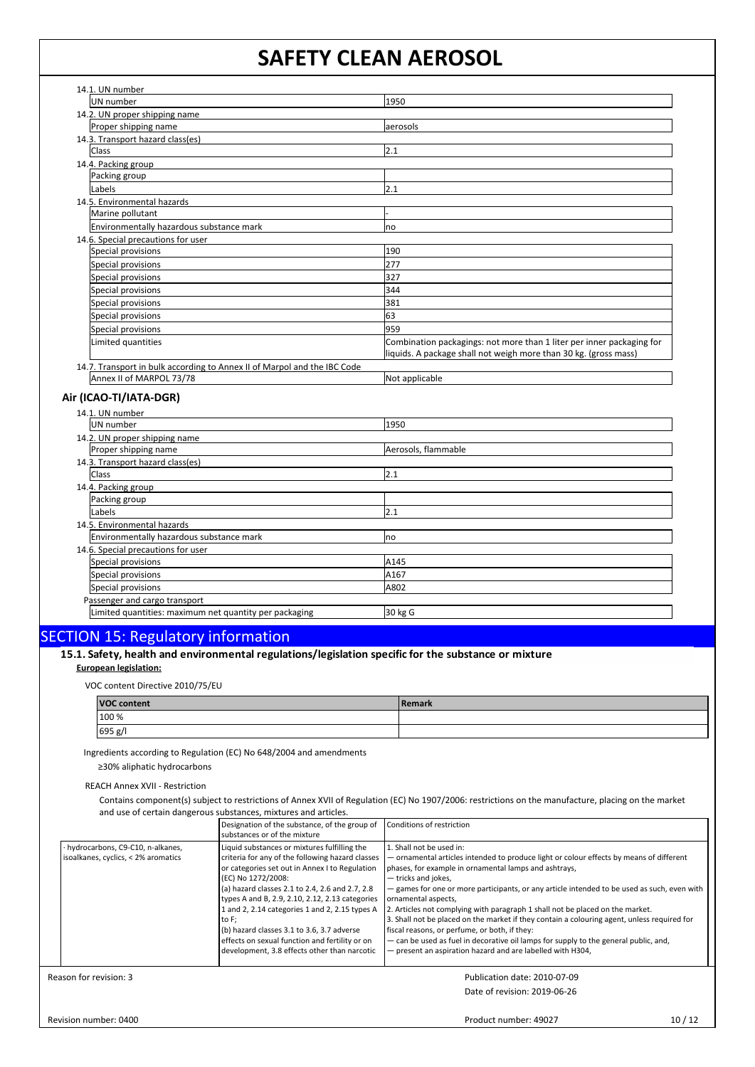14.1. UN number

| | |
|---|---|
| UN number | 1950 |

14.2. UN proper shipping name

| | |
|---|---|
| Proper shipping name | aerosols |

14.3. Transport hazard class(es)

| | |
|---|---|
| Class | 2.1 |

14.4. Packing group

| | |
|---|---|
| Packing group | |
| Labels | 2.1 |

14.5. Environmental hazards

| | |
|---|---|
| Marine pollutant | - |
| Environmentally hazardous substance mark | no |

14.6. Special precautions for user

| | |
|---|---|
| Special provisions | 190 |
| Special provisions | 277 |
| Special provisions | 327 |
| Special provisions | 344 |
| Special provisions | 381 |
| Special provisions | 63 |
| Special provisions | 959 |
| Limited quantities | Combination packagings: not more than 1 liter per inner packaging for liquids. A package shall not weigh more than 30 kg. (gross mass) |

14.7. Transport in bulk according to Annex II of Marpol and the IBC Code

| | |
|---|---|
| Annex II of MARPOL 73/78 | Not applicable |

### Air (ICAO-TI/IATA-DGR)

14.1. UN number

| | |
|---|---|
| UN number | 1950 |

14.2. UN proper shipping name

| | |
|---|---|
| Proper shipping name | Aerosols, flammable |

14.3. Transport hazard class(es)

| | |
|---|---|
| Class | 2.1 |

14.4. Packing group

| | |
|---|---|
| Packing group | |
| Labels | 2.1 |

14.5. Environmental hazards

| | |
|---|---|
| Environmentally hazardous substance mark | no |

14.6. Special precautions for user

| | |
|---|---|
| Special provisions | A145 |
| Special provisions | A167 |
| Special provisions | A802 |

Passenger and cargo transport

| | |
|---|---|
| Limited quantities: maximum net quantity per packaging | 30 kg G |

## SECTION 15: Regulatory information

### 15.1. Safety, health and environmental regulations/legislation specific for the substance or mixture

**European legislation:**

VOC content Directive 2010/75/EU

| VOC content | Remark |
|---|---|
| 100 % | |
| 695 g/l | |

Ingredients according to Regulation (EC) No 648/2004 and amendments

≥30% aliphatic hydrocarbons

REACH Annex XVII - Restriction

Contains component(s) subject to restrictions of Annex XVII of Regulation (EC) No 1907/2006: restrictions on the manufacture, placing on the market and use of certain dangerous substances, mixtures and articles.

| | Designation of the substance, of the group of substances or of the mixture | Conditions of restriction |
|---|---|---|
| · hydrocarbons, C9-C10, n-alkanes, isoalkanes, cyclics, < 2% aromatics | Liquid substances or mixtures fulfilling the criteria for any of the following hazard classes or categories set out in Annex I to Regulation (EC) No 1272/2008:<br>(a) hazard classes 2.1 to 2.4, 2.6 and 2.7, 2.8 types A and B, 2.9, 2.10, 2.12, 2.13 categories 1 and 2, 2.14 categories 1 and 2, 2.15 types A to F;<br>(b) hazard classes 3.1 to 3.6, 3.7 adverse effects on sexual function and fertility or on development, 3.8 effects other than narcotic | 1. Shall not be used in:<br>— ornamental articles intended to produce light or colour effects by means of different phases, for example in ornamental lamps and ashtrays,<br>— tricks and jokes,<br>— games for one or more participants, or any article intended to be used as such, even with ornamental aspects,<br>2. Articles not complying with paragraph 1 shall not be placed on the market.<br>3. Shall not be placed on the market if they contain a colouring agent, unless required for fiscal reasons, or perfume, or both, if they:<br>— can be used as fuel in decorative oil lamps for supply to the general public, and,<br>— present an aspiration hazard and are labelled with H304, |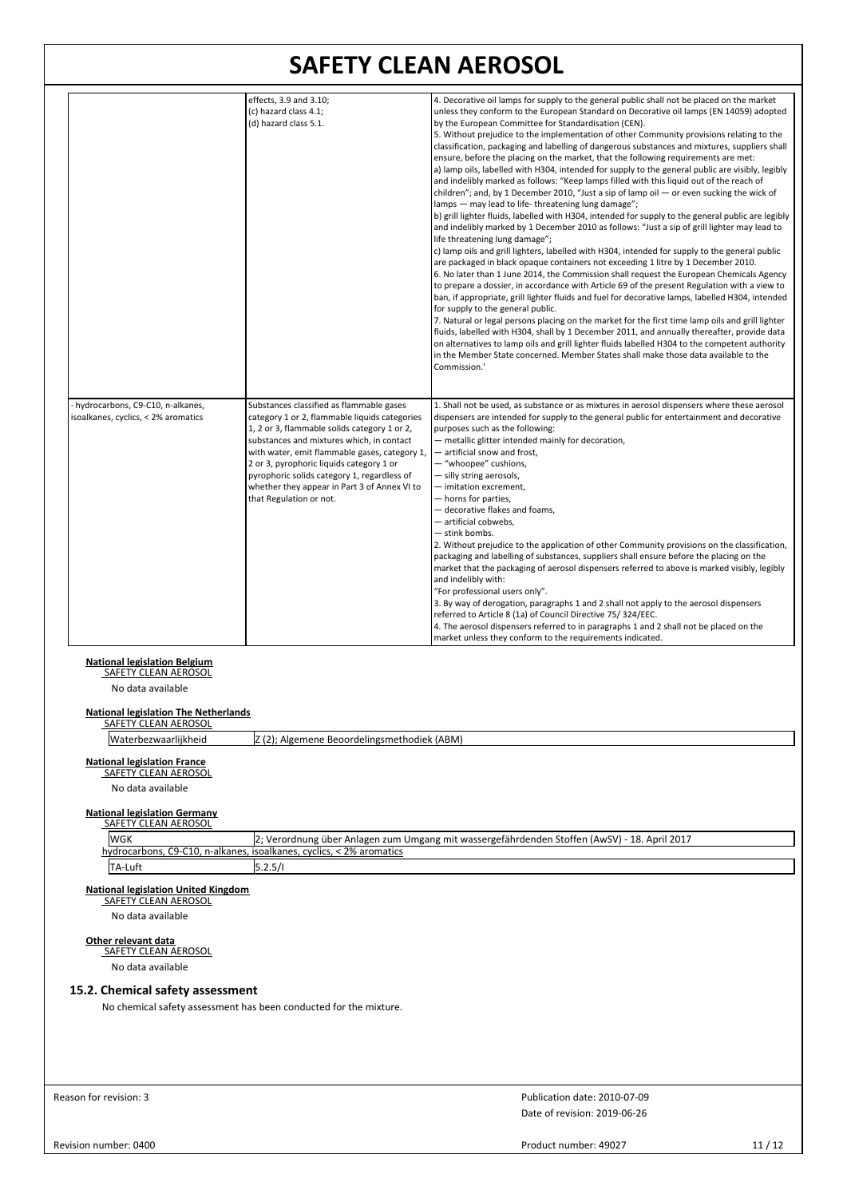| | | |
|---|---|---|
| | effects, 3.9 and 3.10;<br>(c) hazard class 4.1;<br>(d) hazard class 5.1. | 4. Decorative oil lamps for supply to the general public shall not be placed on the market unless they conform to the European Standard on Decorative oil lamps (EN 14059) adopted by the European Committee for Standardisation (CEN).<br>5. Without prejudice to the implementation of other Community provisions relating to the classification, packaging and labelling of dangerous substances and mixtures, suppliers shall ensure, before the placing on the market, that the following requirements are met:<br>a) lamp oils, labelled with H304, intended for supply to the general public are visibly, legibly and indelibly marked as follows: "Keep lamps filled with this liquid out of the reach of children"; and, by 1 December 2010, "Just a sip of lamp oil — or even sucking the wick of lamps — may lead to life- threatening lung damage";<br>b) grill lighter fluids, labelled with H304, intended for supply to the general public are legibly and indelibly marked by 1 December 2010 as follows: "Just a sip of grill lighter may lead to life threatening lung damage";<br>c) lamp oils and grill lighters, labelled with H304, intended for supply to the general public are packaged in black opaque containers not exceeding 1 litre by 1 December 2010.<br>6. No later than 1 June 2014, the Commission shall request the European Chemicals Agency to prepare a dossier, in accordance with Article 69 of the present Regulation with a view to ban, if appropriate, grill lighter fluids and fuel for decorative lamps, labelled H304, intended for supply to the general public.<br>7. Natural or legal persons placing on the market for the first time lamp oils and grill lighter fluids, labelled with H304, shall by 1 December 2011, and annually thereafter, provide data on alternatives to lamp oils and grill lighter fluids labelled H304 to the competent authority in the Member State concerned. Member States shall make those data available to the Commission.' |
| · hydrocarbons, C9-C10, n-alkanes, isoalkanes, cyclics, < 2% aromatics | Substances classified as flammable gases category 1 or 2, flammable liquids categories 1, 2 or 3, flammable solids category 1 or 2, substances and mixtures which, in contact with water, emit flammable gases, category 1, 2 or 3, pyrophoric liquids category 1 or pyrophoric solids category 1, regardless of whether they appear in Part 3 of Annex VI to that Regulation or not. | 1. Shall not be used, as substance or as mixtures in aerosol dispensers where these aerosol dispensers are intended for supply to the general public for entertainment and decorative purposes such as the following:<br>— metallic glitter intended mainly for decoration,<br>— artificial snow and frost,<br>— "whoopee" cushions,<br>— silly string aerosols,<br>— imitation excrement,<br>— horns for parties,<br>— decorative flakes and foams,<br>— artificial cobwebs,<br>— stink bombs.<br>2. Without prejudice to the application of other Community provisions on the classification, packaging and labelling of substances, suppliers shall ensure before the placing on the market that the packaging of aerosol dispensers referred to above is marked visibly, legibly and indelibly with:<br>"For professional users only".<br>3. By way of derogation, paragraphs 1 and 2 shall not apply to the aerosol dispensers referred to Article 8 (1a) of Council Directive 75/ 324/EEC.<br>4. The aerosol dispensers referred to in paragraphs 1 and 2 shall not be placed on the market unless they conform to the requirements indicated. |

**National legislation Belgium**

SAFETY CLEAN AEROSOL

No data available

**National legislation The Netherlands**

SAFETY CLEAN AEROSOL

| | |
|---|---|
| Waterbezwaarlijkheid | Z (2); Algemene Beoordelingsmethodiek (ABM) |

**National legislation France**

SAFETY CLEAN AEROSOL

No data available

**National legislation Germany**

SAFETY CLEAN AEROSOL

| | |
|---|---|
| WGK | 2; Verordnung über Anlagen zum Umgang mit wassergefährdenden Stoffen (AwSV) - 18. April 2017 |

hydrocarbons, C9-C10, n-alkanes, isoalkanes, cyclics, < 2% aromatics

| | |
|---|---|
| TA-Luft | 5.2.5/I |

**National legislation United Kingdom**

SAFETY CLEAN AEROSOL

No data available

**Other relevant data**

SAFETY CLEAN AEROSOL

No data available

## 15.2. Chemical safety assessment

No chemical safety assessment has been conducted for the mixture.

Reason for revision: 3

Publication date: 2010-07-09

Date of revision: 2019-06-26

Revision number: 0400

Product number: 49027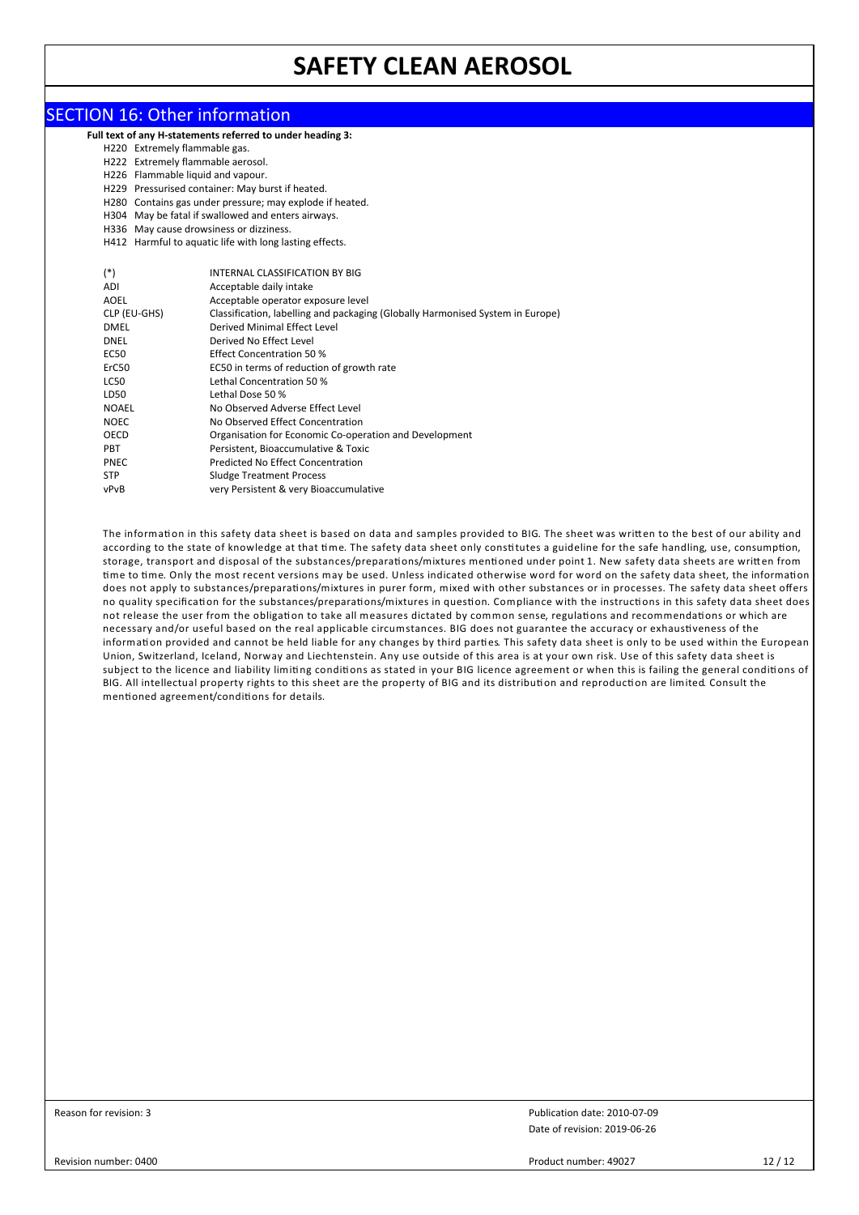## SECTION 16: Other information

**Full text of any H-statements referred to under heading 3:**

H220 Extremely flammable gas.
H222 Extremely flammable aerosol.
H226 Flammable liquid and vapour.
H229 Pressurised container: May burst if heated.
H280 Contains gas under pressure; may explode if heated.
H304 May be fatal if swallowed and enters airways.
H336 May cause drowsiness or dizziness.
H412 Harmful to aquatic life with long lasting effects.

| | |
|---|---|
| (*) | INTERNAL CLASSIFICATION BY BIG |
| ADI | Acceptable daily intake |
| AOEL | Acceptable operator exposure level |
| CLP (EU-GHS) | Classification, labelling and packaging (Globally Harmonised System in Europe) |
| DMEL | Derived Minimal Effect Level |
| DNEL | Derived No Effect Level |
| EC50 | Effect Concentration 50 % |
| ErC50 | EC50 in terms of reduction of growth rate |
| LC50 | Lethal Concentration 50 % |
| LD50 | Lethal Dose 50 % |
| NOAEL | No Observed Adverse Effect Level |
| NOEC | No Observed Effect Concentration |
| OECD | Organisation for Economic Co-operation and Development |
| PBT | Persistent, Bioaccumulative & Toxic |
| PNEC | Predicted No Effect Concentration |
| STP | Sludge Treatment Process |
| vPvB | very Persistent & very Bioaccumulative |

The information in this safety data sheet is based on data and samples provided to BIG. The sheet was written to the best of our ability and according to the state of knowledge at that time. The safety data sheet only constitutes a guideline for the safe handling, use, consumption, storage, transport and disposal of the substances/preparations/mixtures mentioned under point 1. New safety data sheets are written from time to time. Only the most recent versions may be used. Unless indicated otherwise word for word on the safety data sheet, the information does not apply to substances/preparations/mixtures in purer form, mixed with other substances or in processes. The safety data sheet offers no quality specification for the substances/preparations/mixtures in question. Compliance with the instructions in this safety data sheet does not release the user from the obligation to take all measures dictated by common sense, regulations and recommendations or which are necessary and/or useful based on the real applicable circumstances. BIG does not guarantee the accuracy or exhaustiveness of the information provided and cannot be held liable for any changes by third parties. This safety data sheet is only to be used within the European Union, Switzerland, Iceland, Norway and Liechtenstein. Any use outside of this area is at your own risk. Use of this safety data sheet is subject to the licence and liability limiting conditions as stated in your BIG licence agreement or when this is failing the general conditions of BIG. All intellectual property rights to this sheet are the property of BIG and its distribution and reproduction are limited. Consult the mentioned agreement/conditions for details.